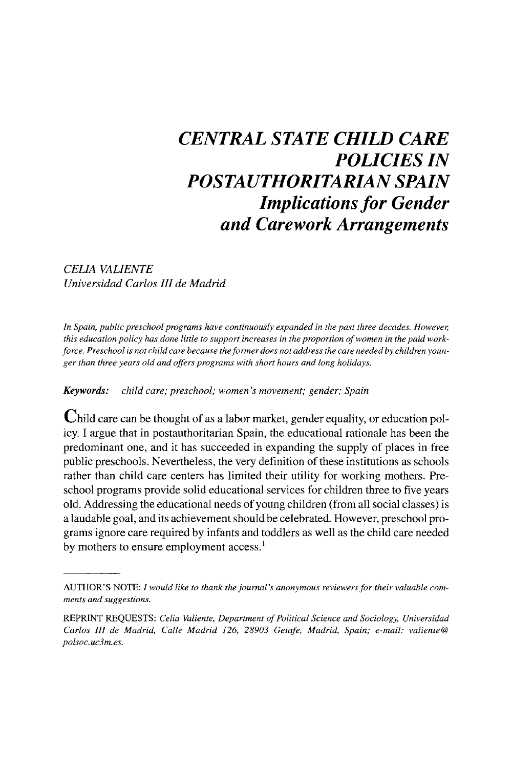# *CENTRAL STATE CHILD CARE POLICIES IN POSTAUTHORITARIAN SPAIN*

## *Implications for Gender and Carework Arrangements*

*CELIA VALIENTE*
*Universidad Carlos III de Madrid*

*In Spain, public preschool programs have continuously expanded in the past three decades. However, this education policy has done little to support increases in the proportion of women in the paid workforce. Preschool is not child care because the former does not address the care needed by children younger than three years old and offers programs with short hours and long holidays.*

***Keywords:*** *child care; preschool; women's movement; gender; Spain*

Child care can be thought of as a labor market, gender equality, or education policy. I argue that in postauthoritarian Spain, the educational rationale has been the predominant one, and it has succeeded in expanding the supply of places in free public preschools. Nevertheless, the very definition of these institutions as schools rather than child care centers has limited their utility for working mothers. Preschool programs provide solid educational services for children three to five years old. Addressing the educational needs of young children (from all social classes) is a laudable goal, and its achievement should be celebrated. However, preschool programs ignore care required by infants and toddlers as well as the child care needed by mothers to ensure employment access.[1]

---

AUTHOR'S NOTE: *I would like to thank the journal's anonymous reviewers for their valuable comments and suggestions.*

REPRINT REQUESTS: *Celia Valiente, Department of Political Science and Sociology, Universidad Carlos III de Madrid, Calle Madrid 126, 28903 Getafe, Madrid, Spain; e-mail: valiente@polsoc.uc3m.es.*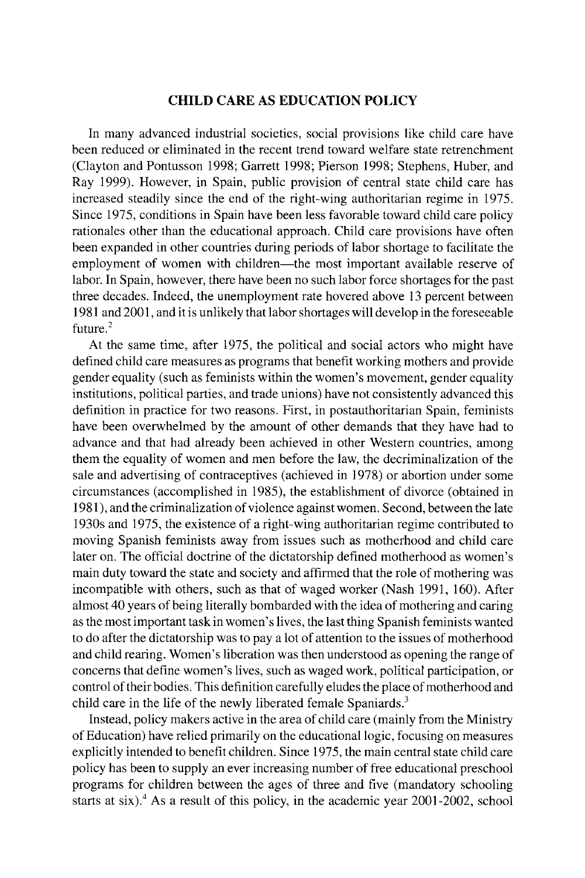## CHILD CARE AS EDUCATION POLICY

In many advanced industrial societies, social provisions like child care have been reduced or eliminated in the recent trend toward welfare state retrenchment (Clayton and Pontusson 1998; Garrett 1998; Pierson 1998; Stephens, Huber, and Ray 1999). However, in Spain, public provision of central state child care has increased steadily since the end of the right-wing authoritarian regime in 1975. Since 1975, conditions in Spain have been less favorable toward child care policy rationales other than the educational approach. Child care provisions have often been expanded in other countries during periods of labor shortage to facilitate the employment of women with children—the most important available reserve of labor. In Spain, however, there have been no such labor force shortages for the past three decades. Indeed, the unemployment rate hovered above 13 percent between 1981 and 2001, and it is unlikely that labor shortages will develop in the foreseeable future.[2]

At the same time, after 1975, the political and social actors who might have defined child care measures as programs that benefit working mothers and provide gender equality (such as feminists within the women's movement, gender equality institutions, political parties, and trade unions) have not consistently advanced this definition in practice for two reasons. First, in postauthoritarian Spain, feminists have been overwhelmed by the amount of other demands that they have had to advance and that had already been achieved in other Western countries, among them the equality of women and men before the law, the decriminalization of the sale and advertising of contraceptives (achieved in 1978) or abortion under some circumstances (accomplished in 1985), the establishment of divorce (obtained in 1981), and the criminalization of violence against women. Second, between the late 1930s and 1975, the existence of a right-wing authoritarian regime contributed to moving Spanish feminists away from issues such as motherhood and child care later on. The official doctrine of the dictatorship defined motherhood as women's main duty toward the state and society and affirmed that the role of mothering was incompatible with others, such as that of waged worker (Nash 1991, 160). After almost 40 years of being literally bombarded with the idea of mothering and caring as the most important task in women's lives, the last thing Spanish feminists wanted to do after the dictatorship was to pay a lot of attention to the issues of motherhood and child rearing. Women's liberation was then understood as opening the range of concerns that define women's lives, such as waged work, political participation, or control of their bodies. This definition carefully eludes the place of motherhood and child care in the life of the newly liberated female Spaniards.[3]

Instead, policy makers active in the area of child care (mainly from the Ministry of Education) have relied primarily on the educational logic, focusing on measures explicitly intended to benefit children. Since 1975, the main central state child care policy has been to supply an ever increasing number of free educational preschool programs for children between the ages of three and five (mandatory schooling starts at six).[4] As a result of this policy, in the academic year 2001-2002, school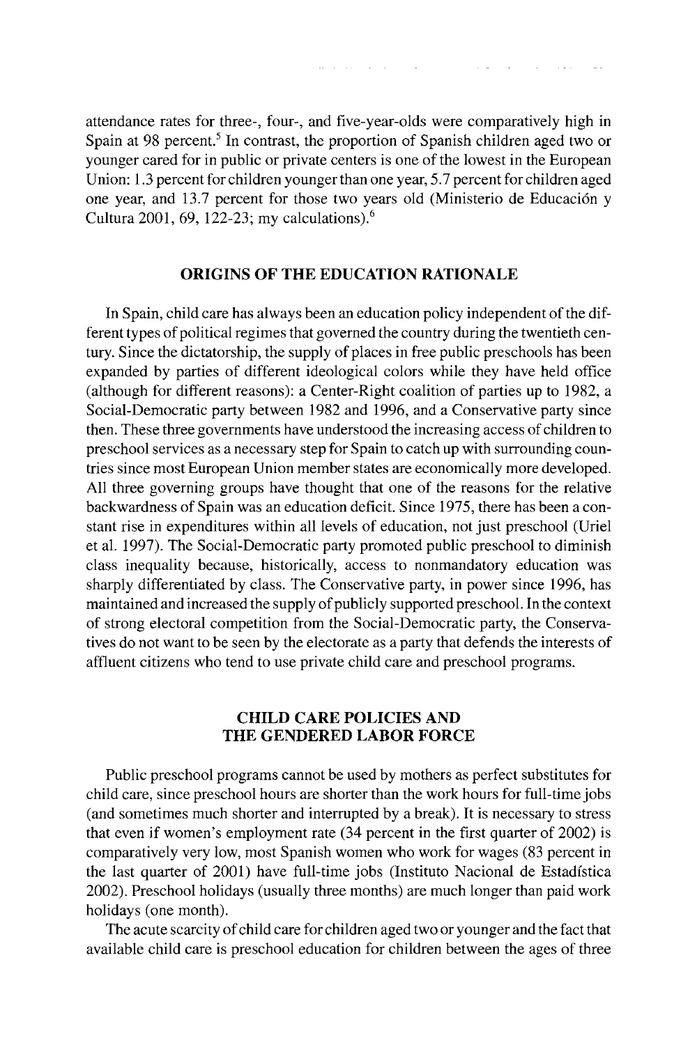attendance rates for three-, four-, and five-year-olds were comparatively high in Spain at 98 percent.[5] In contrast, the proportion of Spanish children aged two or younger cared for in public or private centers is one of the lowest in the European Union: 1.3 percent for children younger than one year, 5.7 percent for children aged one year, and 13.7 percent for those two years old (Ministerio de Educación y Cultura 2001, 69, 122-23; my calculations).[6]

## ORIGINS OF THE EDUCATION RATIONALE

In Spain, child care has always been an education policy independent of the different types of political regimes that governed the country during the twentieth century. Since the dictatorship, the supply of places in free public preschools has been expanded by parties of different ideological colors while they have held office (although for different reasons): a Center-Right coalition of parties up to 1982, a Social-Democratic party between 1982 and 1996, and a Conservative party since then. These three governments have understood the increasing access of children to preschool services as a necessary step for Spain to catch up with surrounding countries since most European Union member states are economically more developed. All three governing groups have thought that one of the reasons for the relative backwardness of Spain was an education deficit. Since 1975, there has been a constant rise in expenditures within all levels of education, not just preschool (Uriel et al. 1997). The Social-Democratic party promoted public preschool to diminish class inequality because, historically, access to nonmandatory education was sharply differentiated by class. The Conservative party, in power since 1996, has maintained and increased the supply of publicly supported preschool. In the context of strong electoral competition from the Social-Democratic party, the Conservatives do not want to be seen by the electorate as a party that defends the interests of affluent citizens who tend to use private child care and preschool programs.

## CHILD CARE POLICIES AND THE GENDERED LABOR FORCE

Public preschool programs cannot be used by mothers as perfect substitutes for child care, since preschool hours are shorter than the work hours for full-time jobs (and sometimes much shorter and interrupted by a break). It is necessary to stress that even if women's employment rate (34 percent in the first quarter of 2002) is comparatively very low, most Spanish women who work for wages (83 percent in the last quarter of 2001) have full-time jobs (Instituto Nacional de Estadística 2002). Preschool holidays (usually three months) are much longer than paid work holidays (one month).

The acute scarcity of child care for children aged two or younger and the fact that available child care is preschool education for children between the ages of three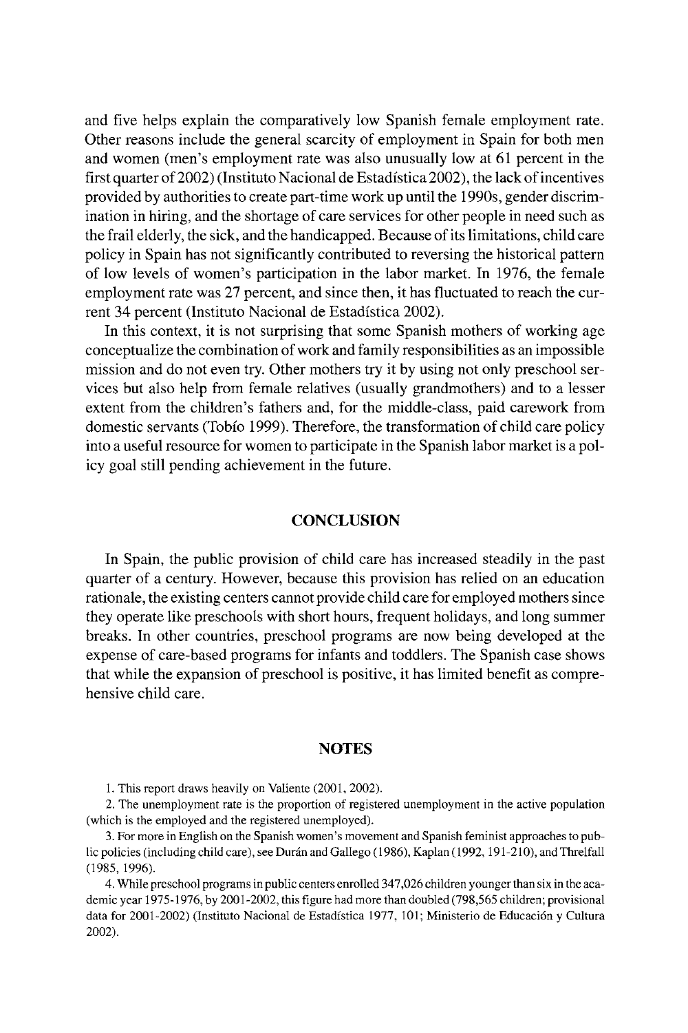and five helps explain the comparatively low Spanish female employment rate. Other reasons include the general scarcity of employment in Spain for both men and women (men's employment rate was also unusually low at 61 percent in the first quarter of 2002) (Instituto Nacional de Estadística 2002), the lack of incentives provided by authorities to create part-time work up until the 1990s, gender discrimination in hiring, and the shortage of care services for other people in need such as the frail elderly, the sick, and the handicapped. Because of its limitations, child care policy in Spain has not significantly contributed to reversing the historical pattern of low levels of women's participation in the labor market. In 1976, the female employment rate was 27 percent, and since then, it has fluctuated to reach the current 34 percent (Instituto Nacional de Estadística 2002).

In this context, it is not surprising that some Spanish mothers of working age conceptualize the combination of work and family responsibilities as an impossible mission and do not even try. Other mothers try it by using not only preschool services but also help from female relatives (usually grandmothers) and to a lesser extent from the children's fathers and, for the middle-class, paid carework from domestic servants (Tobío 1999). Therefore, the transformation of child care policy into a useful resource for women to participate in the Spanish labor market is a policy goal still pending achievement in the future.

## CONCLUSION

In Spain, the public provision of child care has increased steadily in the past quarter of a century. However, because this provision has relied on an education rationale, the existing centers cannot provide child care for employed mothers since they operate like preschools with short hours, frequent holidays, and long summer breaks. In other countries, preschool programs are now being developed at the expense of care-based programs for infants and toddlers. The Spanish case shows that while the expansion of preschool is positive, it has limited benefit as comprehensive child care.

## NOTES

1. This report draws heavily on Valiente (2001, 2002).

2. The unemployment rate is the proportion of registered unemployment in the active population (which is the employed and the registered unemployed).

3. For more in English on the Spanish women's movement and Spanish feminist approaches to public policies (including child care), see Durán and Gallego (1986), Kaplan (1992, 191-210), and Threlfall (1985, 1996).

4. While preschool programs in public centers enrolled 347,026 children younger than six in the academic year 1975-1976, by 2001-2002, this figure had more than doubled (798,565 children; provisional data for 2001-2002) (Instituto Nacional de Estadística 1977, 101; Ministerio de Educación y Cultura 2002).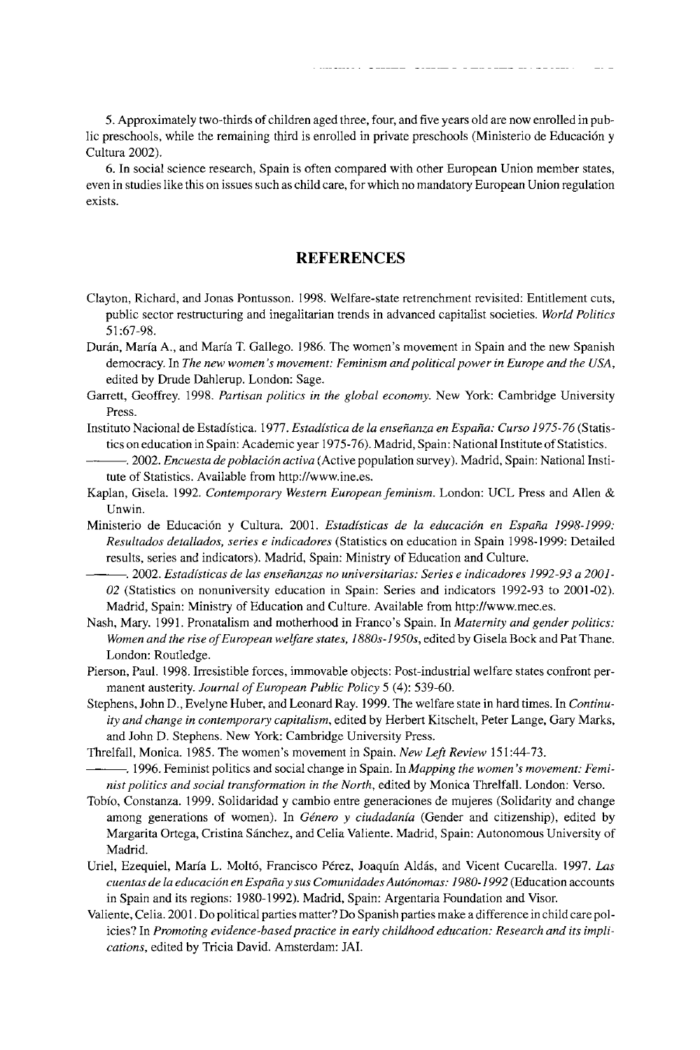5. Approximately two-thirds of children aged three, four, and five years old are now enrolled in public preschools, while the remaining third is enrolled in private preschools (Ministerio de Educación y Cultura 2002).

6. In social science research, Spain is often compared with other European Union member states, even in studies like this on issues such as child care, for which no mandatory European Union regulation exists.

## REFERENCES

Clayton, Richard, and Jonas Pontusson. 1998. Welfare-state retrenchment revisited: Entitlement cuts, public sector restructuring and inegalitarian trends in advanced capitalist societies. *World Politics* 51:67-98.

Durán, María A., and María T. Gallego. 1986. The women's movement in Spain and the new Spanish democracy. In *The new women's movement: Feminism and political power in Europe and the USA*, edited by Drude Dahlerup. London: Sage.

Garrett, Geoffrey. 1998. *Partisan politics in the global economy.* New York: Cambridge University Press.

Instituto Nacional de Estadística. 1977. *Estadística de la enseñanza en España: Curso 1975-76* (Statistics on education in Spain: Academic year 1975-76). Madrid, Spain: National Institute of Statistics.

———. 2002. *Encuesta de población activa* (Active population survey). Madrid, Spain: National Institute of Statistics. Available from http://www.ine.es.

Kaplan, Gisela. 1992. *Contemporary Western European feminism.* London: UCL Press and Allen & Unwin.

Ministerio de Educación y Cultura. 2001. *Estadísticas de la educación en España 1998-1999: Resultados detallados, series e indicadores* (Statistics on education in Spain 1998-1999: Detailed results, series and indicators). Madrid, Spain: Ministry of Education and Culture.

———. 2002. *Estadísticas de las enseñanzas no universitarias: Series e indicadores 1992-93 a 2001-02* (Statistics on nonuniversity education in Spain: Series and indicators 1992-93 to 2001-02). Madrid, Spain: Ministry of Education and Culture. Available from http://www.mec.es.

Nash, Mary. 1991. Pronatalism and motherhood in Franco's Spain. In *Maternity and gender politics: Women and the rise of European welfare states, 1880s-1950s*, edited by Gisela Bock and Pat Thane. London: Routledge.

Pierson, Paul. 1998. Irresistible forces, immovable objects: Post-industrial welfare states confront permanent austerity. *Journal of European Public Policy* 5 (4): 539-60.

Stephens, John D., Evelyne Huber, and Leonard Ray. 1999. The welfare state in hard times. In *Continuity and change in contemporary capitalism*, edited by Herbert Kitschelt, Peter Lange, Gary Marks, and John D. Stephens. New York: Cambridge University Press.

Threlfall, Monica. 1985. The women's movement in Spain. *New Left Review* 151:44-73.

———. 1996. Feminist politics and social change in Spain. In *Mapping the women's movement: Feminist politics and social transformation in the North*, edited by Monica Threlfall. London: Verso.

Tobío, Constanza. 1999. Solidaridad y cambio entre generaciones de mujeres (Solidarity and change among generations of women). In *Género y ciudadanía* (Gender and citizenship), edited by Margarita Ortega, Cristina Sánchez, and Celia Valiente. Madrid, Spain: Autonomous University of Madrid.

Uriel, Ezequiel, María L. Moltó, Francisco Pérez, Joaquín Aldás, and Vicent Cucarella. 1997. *Las cuentas de la educación en España y sus Comunidades Autónomas: 1980-1992* (Education accounts in Spain and its regions: 1980-1992). Madrid, Spain: Argentaria Foundation and Visor.

Valiente, Celia. 2001. Do political parties matter? Do Spanish parties make a difference in child care policies? In *Promoting evidence-based practice in early childhood education: Research and its implications*, edited by Tricia David. Amsterdam: JAI.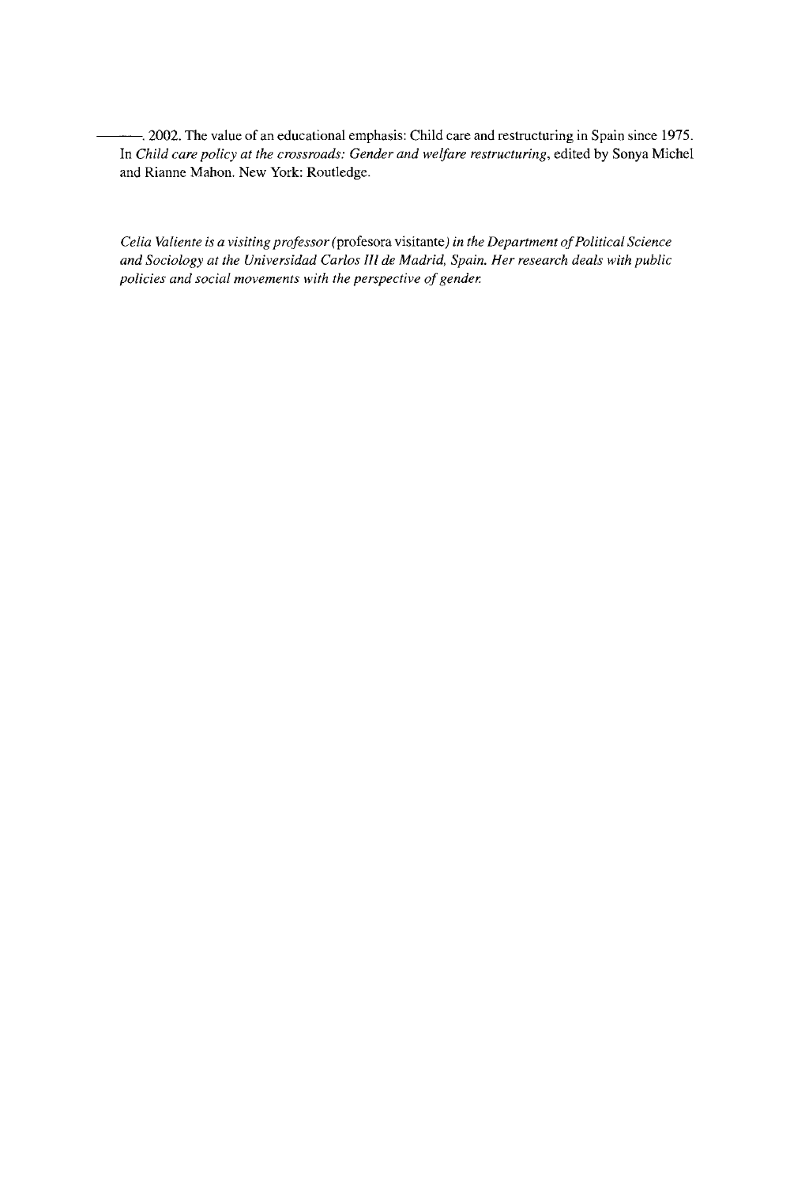———. 2002. The value of an educational emphasis: Child care and restructuring in Spain since 1975. In *Child care policy at the crossroads: Gender and welfare restructuring*, edited by Sonya Michel and Rianne Mahon. New York: Routledge.

*Celia Valiente is a visiting professor* (profesora visitante) *in the Department of Political Science and Sociology at the Universidad Carlos III de Madrid, Spain. Her research deals with public policies and social movements with the perspective of gender.*